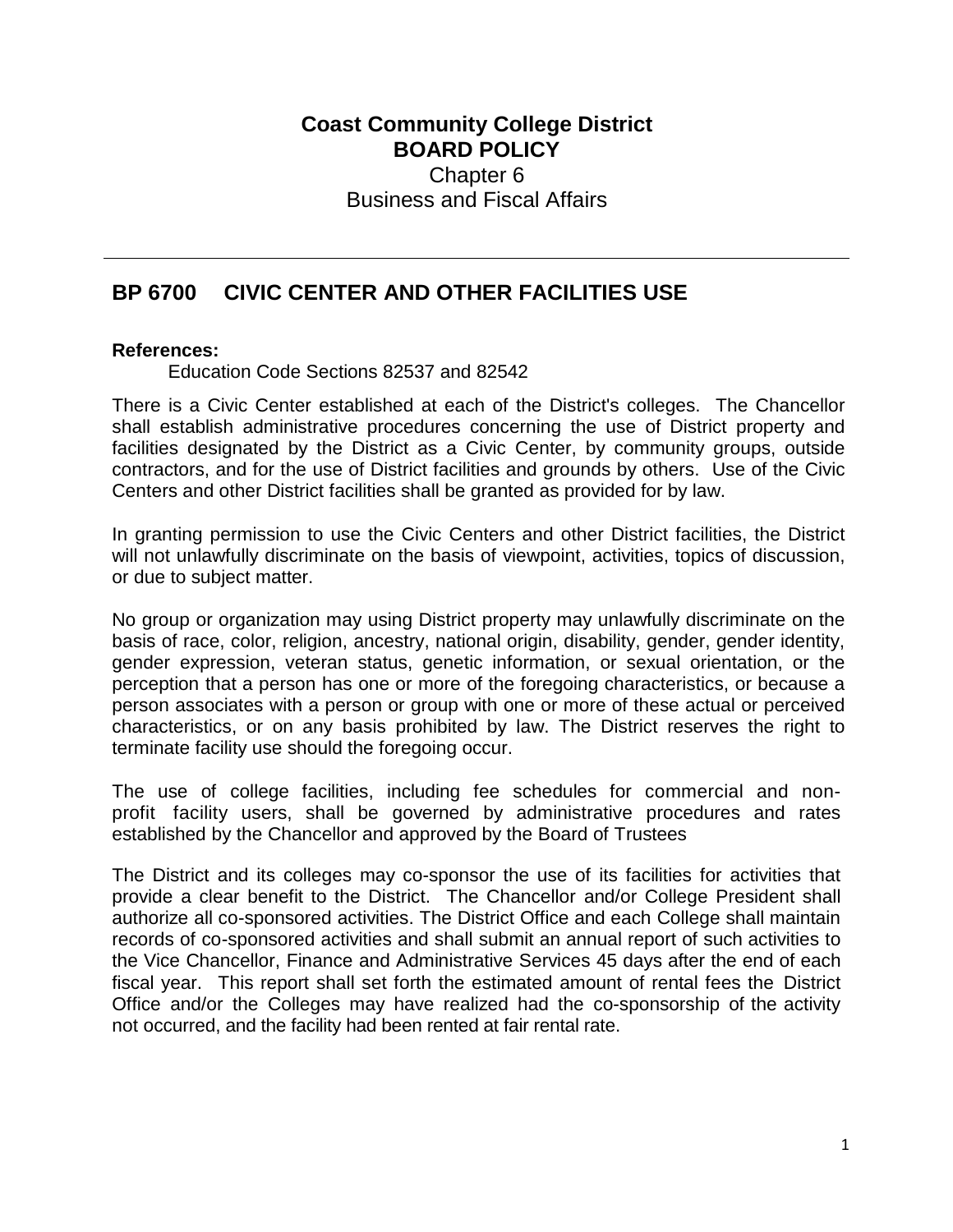# Coast Community College District
# BOARD POLICY
Chapter 6
Business and Fiscal Affairs

---

## BP 6700 CIVIC CENTER AND OTHER FACILITIES USE

**References:**

Education Code Sections 82537 and 82542

There is a Civic Center established at each of the District's colleges. The Chancellor shall establish administrative procedures concerning the use of District property and facilities designated by the District as a Civic Center, by community groups, outside contractors, and for the use of District facilities and grounds by others. Use of the Civic Centers and other District facilities shall be granted as provided for by law.

In granting permission to use the Civic Centers and other District facilities, the District will not unlawfully discriminate on the basis of viewpoint, activities, topics of discussion, or due to subject matter.

No group or organization may using District property may unlawfully discriminate on the basis of race, color, religion, ancestry, national origin, disability, gender, gender identity, gender expression, veteran status, genetic information, or sexual orientation, or the perception that a person has one or more of the foregoing characteristics, or because a person associates with a person or group with one or more of these actual or perceived characteristics, or on any basis prohibited by law. The District reserves the right to terminate facility use should the foregoing occur.

The use of college facilities, including fee schedules for commercial and non-profit facility users, shall be governed by administrative procedures and rates established by the Chancellor and approved by the Board of Trustees

The District and its colleges may co-sponsor the use of its facilities for activities that provide a clear benefit to the District. The Chancellor and/or College President shall authorize all co-sponsored activities. The District Office and each College shall maintain records of co-sponsored activities and shall submit an annual report of such activities to the Vice Chancellor, Finance and Administrative Services 45 days after the end of each fiscal year. This report shall set forth the estimated amount of rental fees the District Office and/or the Colleges may have realized had the co-sponsorship of the activity not occurred, and the facility had been rented at fair rental rate.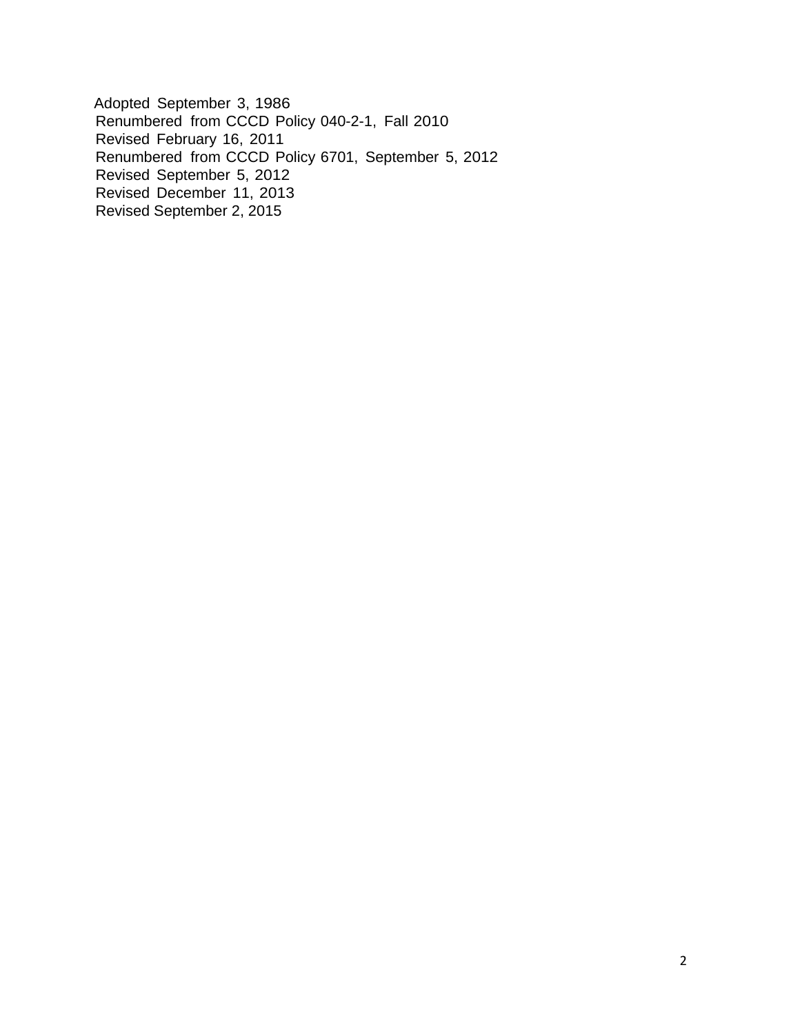Adopted September 3, 1986
Renumbered from CCCD Policy 040-2-1, Fall 2010
Revised February 16, 2011
Renumbered from CCCD Policy 6701, September 5, 2012
Revised September 5, 2012
Revised December 11, 2013
Revised September 2, 2015